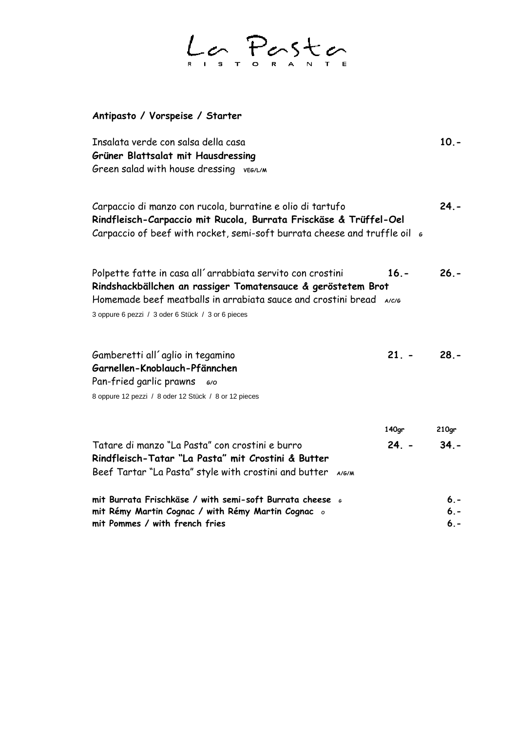# La Pasta

RISTORANTE

## Antipasto / Vorspeise / Starter

Insalata verde con salsa della casa **10.-**
**Grüner Blattsalat mit Hausdressing**
Green salad with house dressing *VEG/L/M*

Carpaccio di manzo con rucola, burratine e olio di tartufo **24.-**
**Rindfleisch-Carpaccio mit Rucola, Burrata Frisckäse & Trüffel-Oel**
Carpaccio of beef with rocket, semi-soft burrata cheese and truffle oil *G*

Polpette fatte in casa all´arrabbiata servito con crostini **16.-** **26.-**
**Rindshackbällchen an rassiger Tomatensauce & geröstetem Brot**
Homemade beef meatballs in arrabiata sauce and crostini bread *A/C/G*
3 oppure 6 pezzi / 3 oder 6 Stück / 3 or 6 pieces

Gamberetti all´aglio in tegamino **21. -** **28.-**
**Garnellen-Knoblauch-Pfännchen**
Pan-fried garlic prawns *G/O*
8 oppure 12 pezzi / 8 oder 12 Stück / 8 or 12 pieces

| | 140gr | 210gr |
|---|---|---|
| Tatare di manzo "La Pasta" con crostini e burro<br>**Rindfleisch-Tatar "La Pasta" mit Crostini & Butter**<br>Beef Tartar "La Pasta" style with crostini and butter *A/G/M* | **24. -** | **34.-** |

**mit Burrata Frischkäse / with semi-soft Burrata cheese** *G* **6.-**
**mit Rémy Martin Cognac / with Rémy Martin Cognac** *O* **6.-**
**mit Pommes / with french fries** **6.-**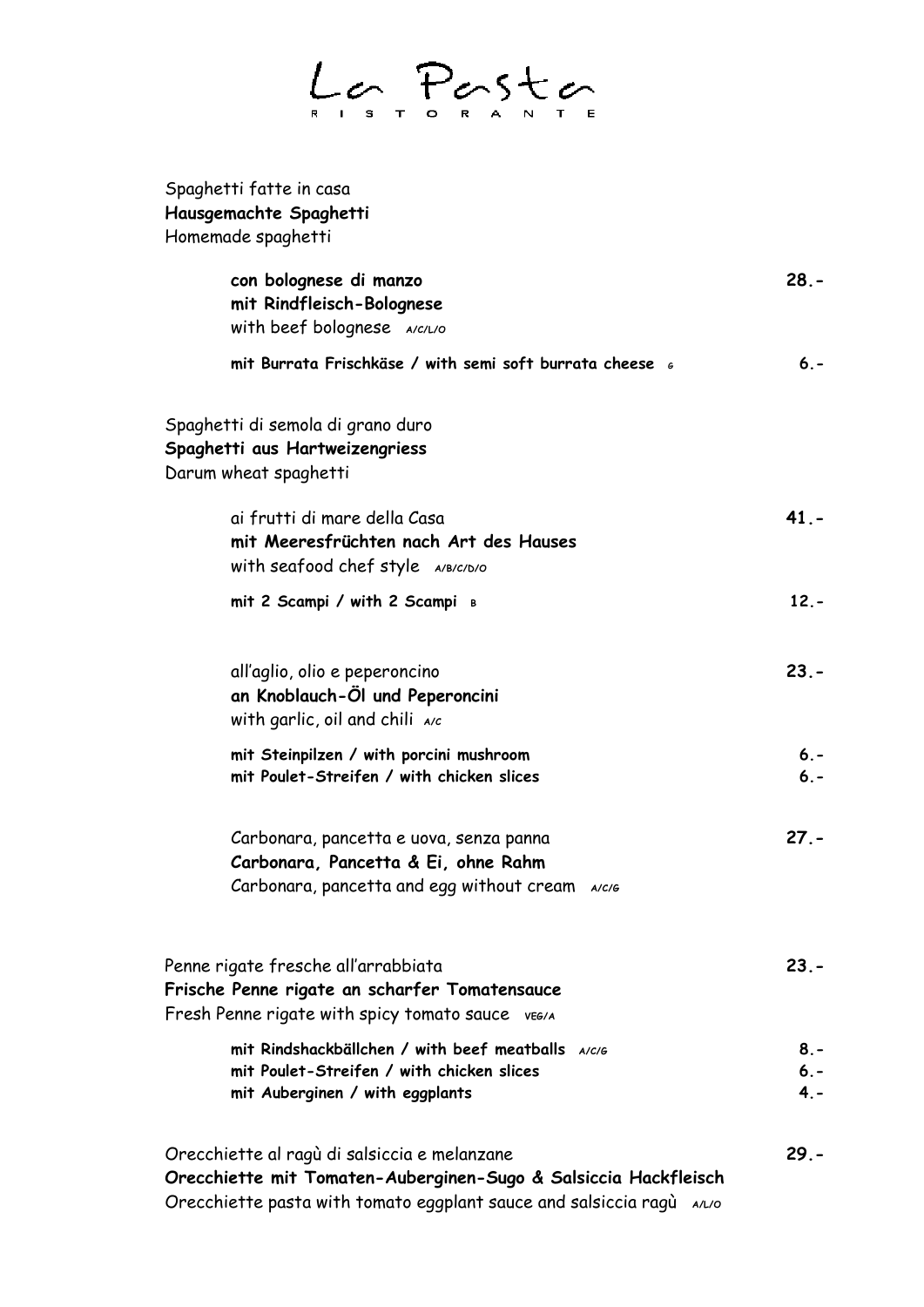# La Pasta

RISTORANTE

## Spaghetti fatte in casa
**Hausgemachte Spaghetti**
Homemade spaghetti

| | |
|---|---|
| con bolognese di manzo<br>**mit Rindfleisch-Bolognese**<br>with beef bolognese *A/C/L/O* | **28.-** |
| **mit Burrata Frischkäse / with semi soft burrata cheese** *G* | **6.-** |

## Spaghetti di semola di grano duro
**Spaghetti aus Hartweizengriess**
Darum wheat spaghetti

| | |
|---|---|
| ai frutti di mare della Casa<br>**mit Meeresfrüchten nach Art des Hauses**<br>with seafood chef style *A/B/C/D/O* | **41.-** |
| **mit 2 Scampi / with 2 Scampi** *B* | **12.-** |
| all'aglio, olio e peperoncino<br>**an Knoblauch-Öl und Peperoncini**<br>with garlic, oil and chili *A/C* | **23.-** |
| **mit Steinpilzen / with porcini mushroom** | **6.-** |
| **mit Poulet-Streifen / with chicken slices** | **6.-** |
| Carbonara, pancetta e uova, senza panna<br>**Carbonara, Pancetta & Ei, ohne Rahm**<br>Carbonara, pancetta and egg without cream *A/C/G* | **27.-** |

## Penne rigate fresche all'arrabbiata
**Frische Penne rigate an scharfer Tomatensauce**
Fresh Penne rigate with spicy tomato sauce *VEG/A* — **23.-**

| | |
|---|---|
| **mit Rindshackbällchen / with beef meatballs** *A/C/G* | **8.-** |
| **mit Poulet-Streifen / with chicken slices** | **6.-** |
| **mit Auberginen / with eggplants** | **4.-** |

## Orecchiette al ragù di salsiccia e melanzane
**Orecchiette mit Tomaten-Auberginen-Sugo & Salsiccia Hackfleisch**
Orecchiette pasta with tomato eggplant sauce and salsiccia ragù *A/L/O* — **29.-**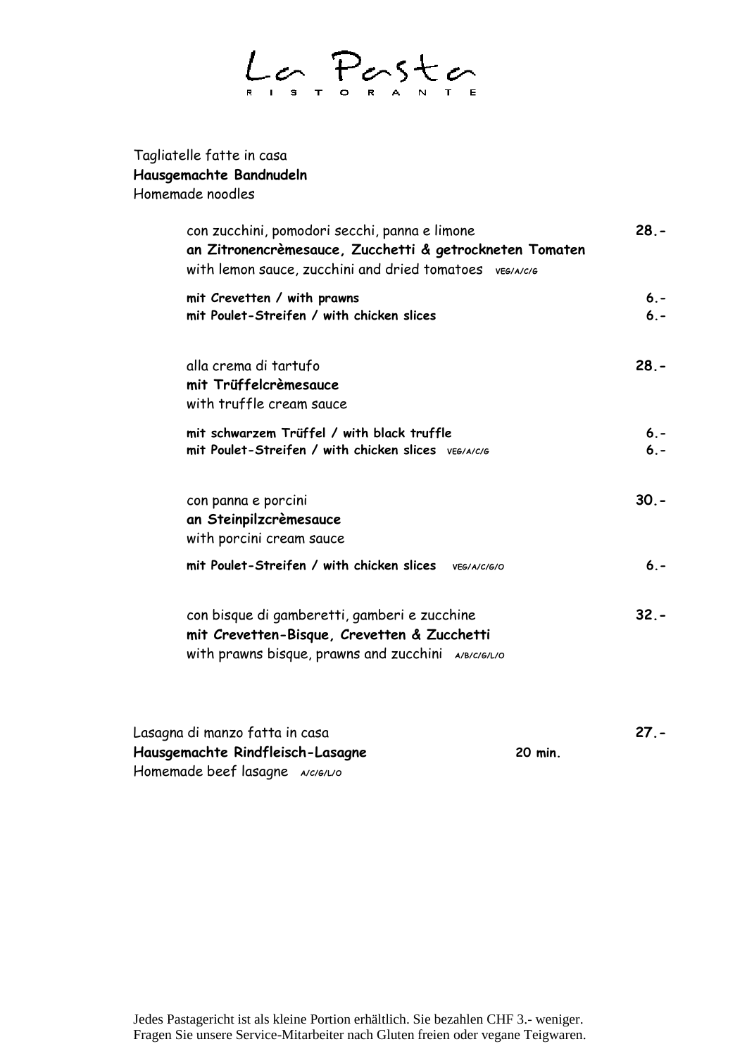# La Pasta

RISTORANTE

## Tagliatelle fatte in casa
**Hausgemachte Bandnudeln**
Homemade noodles

con zucchini, pomodori secchi, panna e limone **28.-**
**an Zitronencrèmesauce, Zucchetti & getrockneten Tomaten**
with lemon sauce, zucchini and dried tomatoes *VEG/A/C/G*

**mit Crevetten / with prawns** **6.-**
**mit Poulet-Streifen / with chicken slices** **6.-**

alla crema di tartufo **28.-**
**mit Trüffelcrèmesauce**
with truffle cream sauce

**mit schwarzem Trüffel / with black truffle** **6.-**
**mit Poulet-Streifen / with chicken slices** *VEG/A/C/G* **6.-**

con panna e porcini **30.-**
**an Steinpilzcrèmesauce**
with porcini cream sauce

**mit Poulet-Streifen / with chicken slices** *VEG/A/C/G/O* **6.-**

con bisque di gamberetti, gamberi e zucchine **32.-**
**mit Crevetten-Bisque, Crevetten & Zucchetti**
with prawns bisque, prawns and zucchini *A/B/C/G/L/O*

Lasagna di manzo fatta in casa **27.-**
**Hausgemachte Rindfleisch-Lasagne** **20 min.**
Homemade beef lasagne *A/C/G/L/O*

Jedes Pastagericht ist als kleine Portion erhältlich. Sie bezahlen CHF 3.- weniger.
Fragen Sie unsere Service-Mitarbeiter nach Gluten freien oder vegane Teigwaren.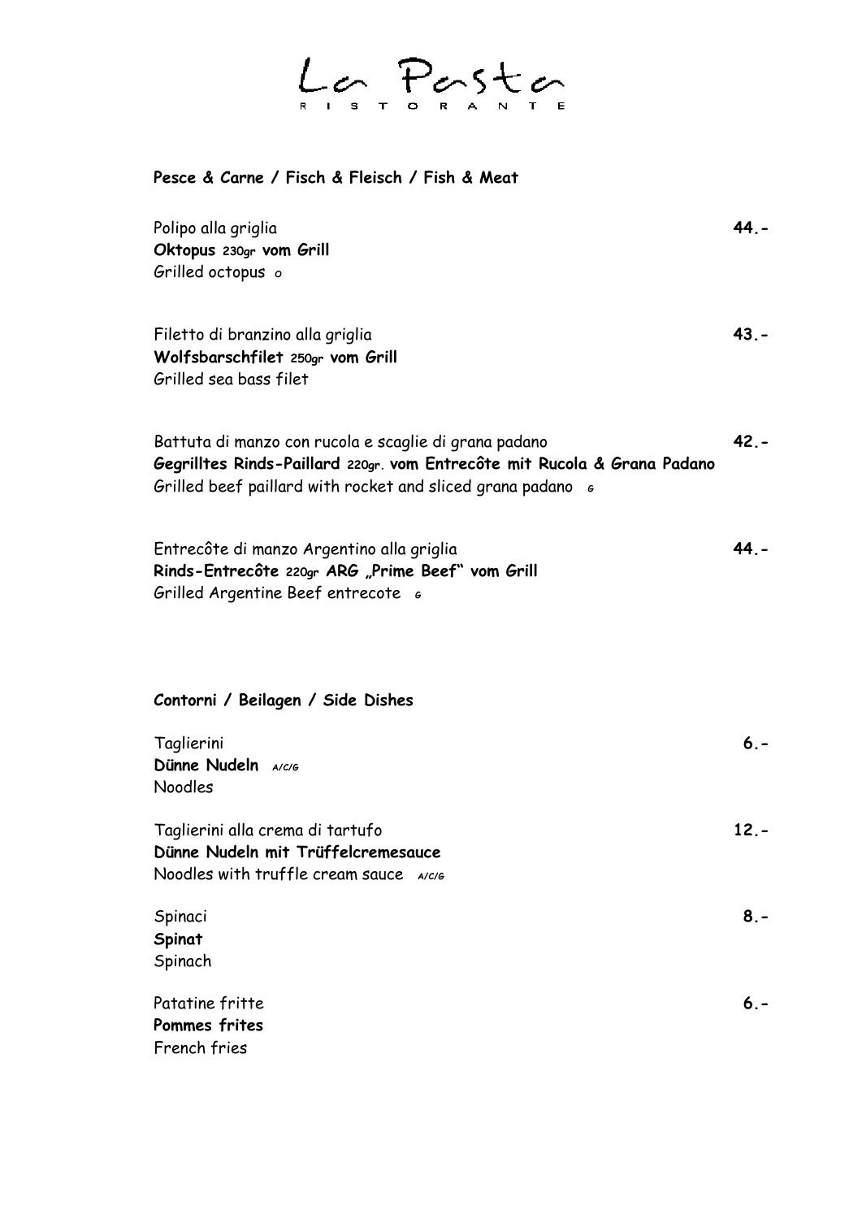# La Pasta

RISTORANTE

## Pesce & Carne / Fisch & Fleisch / Fish & Meat

Polipo alla griglia **44.-**
**Oktopus 230gr vom Grill**
Grilled octopus *O*

Filetto di branzino alla griglia **43.-**
**Wolfsbarschfilet 250gr vom Grill**
Grilled sea bass filet

Battuta di manzo con rucola e scaglie di grana padano **42.-**
**Gegrilltes Rinds-Paillard 220gr. vom Entrecôte mit Rucola & Grana Padano**
Grilled beef paillard with rocket and sliced grana padano *G*

Entrecôte di manzo Argentino alla griglia **44.-**
**Rinds-Entrecôte 220gr ARG „Prime Beef" vom Grill**
Grilled Argentine Beef entrecote *G*

## Contorni / Beilagen / Side Dishes

Taglierini **6.-**
**Dünne Nudeln** *A/C/G*
Noodles

Taglierini alla crema di tartufo **12.-**
**Dünne Nudeln mit Trüffelcremesauce**
Noodles with truffle cream sauce *A/C/G*

Spinaci **8.-**
**Spinat**
Spinach

Patatine fritte **6.-**
**Pommes frites**
French fries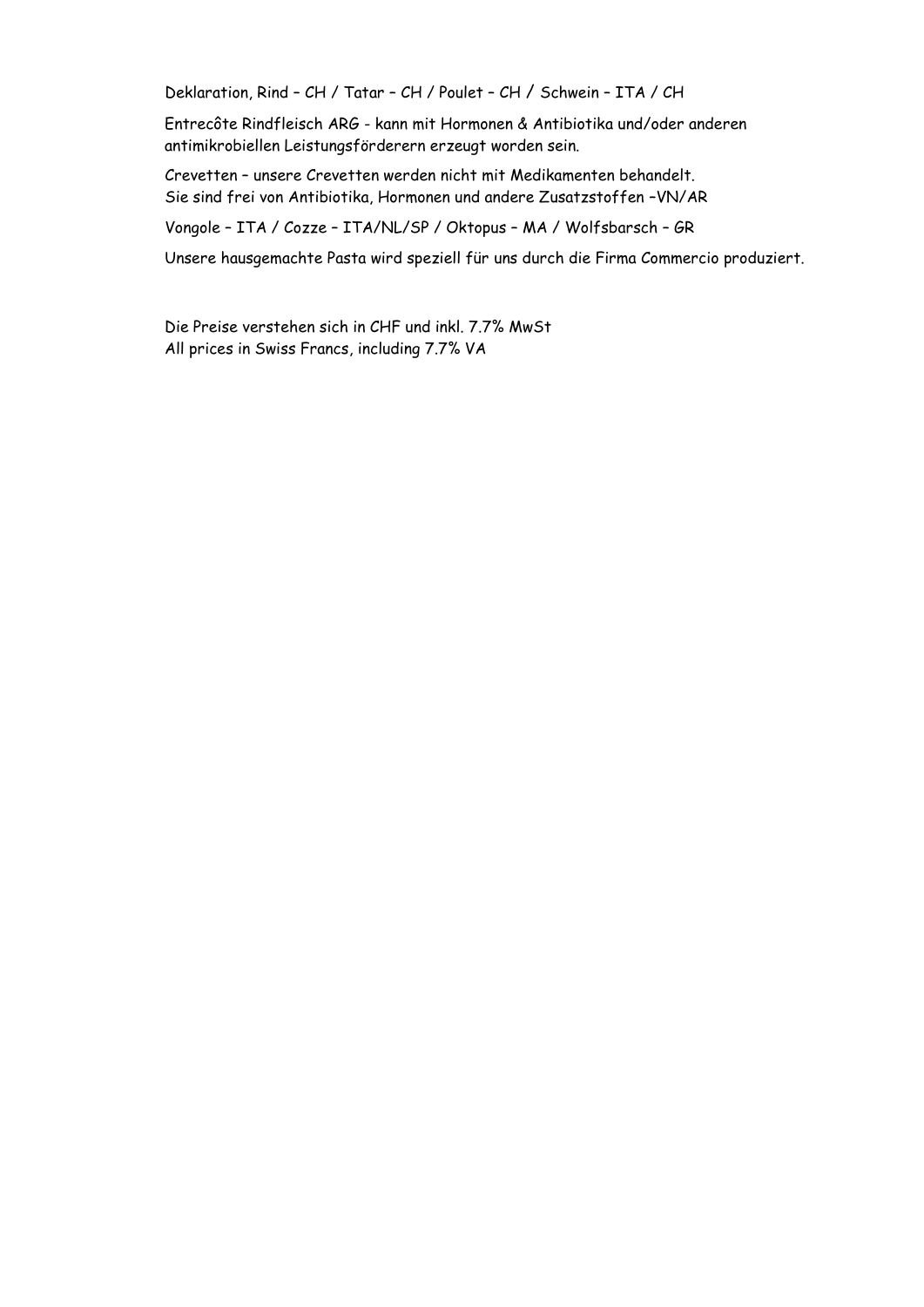Deklaration, Rind – CH / Tatar – CH / Poulet – CH / Schwein – ITA / CH

Entrecôte Rindfleisch ARG - kann mit Hormonen & Antibiotika und/oder anderen antimikrobiellen Leistungsförderern erzeugt worden sein.

Crevetten – unsere Crevetten werden nicht mit Medikamenten behandelt.
Sie sind frei von Antibiotika, Hormonen und andere Zusatzstoffen –VN/AR

Vongole – ITA / Cozze – ITA/NL/SP / Oktopus – MA / Wolfsbarsch – GR

Unsere hausgemachte Pasta wird speziell für uns durch die Firma Commercio produziert.

Die Preise verstehen sich in CHF und inkl. 7.7% MwSt
All prices in Swiss Francs, including 7.7% VA